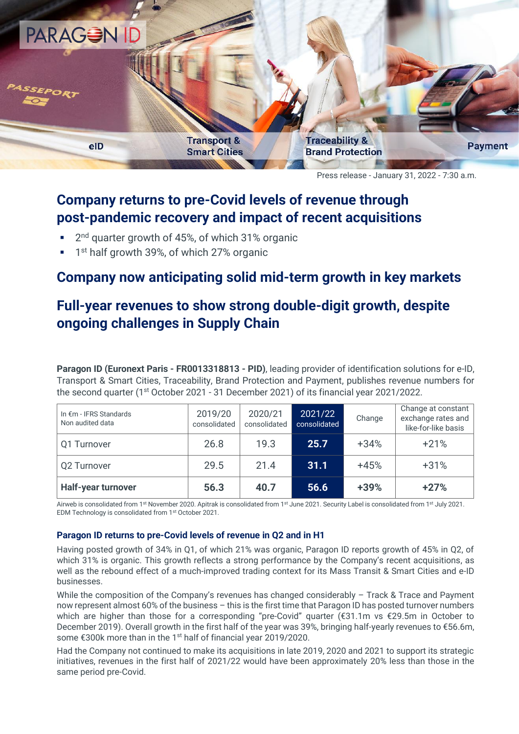PARAGON ID

eID | Transport & Smart Cities | Traceability & Brand Protection | Payment

Press release - January 31, 2022 - 7:30 a.m.

# Company returns to pre-Covid levels of revenue through post-pandemic recovery and impact of recent acquisitions

- 2nd quarter growth of 45%, of which 31% organic
- 1st half growth 39%, of which 27% organic

# Company now anticipating solid mid-term growth in key markets

# Full-year revenues to show strong double-digit growth, despite ongoing challenges in Supply Chain

**Paragon ID (Euronext Paris - FR0013318813 - PID)**, leading provider of identification solutions for e-ID, Transport & Smart Cities, Traceability, Brand Protection and Payment, publishes revenue numbers for the second quarter (1st October 2021 - 31 December 2021) of its financial year 2021/2022.

| In €m - IFRS Standards Non audited data | 2019/20 consolidated | 2020/21 consolidated | 2021/22 consolidated | Change | Change at constant exchange rates and like-for-like basis |
|---|---|---|---|---|---|
| Q1 Turnover | 26.8 | 19.3 | **25.7** | +34% | +21% |
| Q2 Turnover | 29.5 | 21.4 | **31.1** | +45% | +31% |
| **Half-year turnover** | **56.3** | **40.7** | **56.6** | **+39%** | **+27%** |

Airweb is consolidated from 1st November 2020. Apitrak is consolidated from 1st June 2021. Security Label is consolidated from 1st July 2021. EDM Technology is consolidated from 1st October 2021.

### Paragon ID returns to pre-Covid levels of revenue in Q2 and in H1

Having posted growth of 34% in Q1, of which 21% was organic, Paragon ID reports growth of 45% in Q2, of which 31% is organic. This growth reflects a strong performance by the Company's recent acquisitions, as well as the rebound effect of a much-improved trading context for its Mass Transit & Smart Cities and e-ID businesses.

While the composition of the Company's revenues has changed considerably – Track & Trace and Payment now represent almost 60% of the business – this is the first time that Paragon ID has posted turnover numbers which are higher than those for a corresponding "pre-Covid" quarter (€31.1m vs €29.5m in October to December 2019). Overall growth in the first half of the year was 39%, bringing half-yearly revenues to €56.6m, some €300k more than in the 1st half of financial year 2019/2020.

Had the Company not continued to make its acquisitions in late 2019, 2020 and 2021 to support its strategic initiatives, revenues in the first half of 2021/22 would have been approximately 20% less than those in the same period pre-Covid.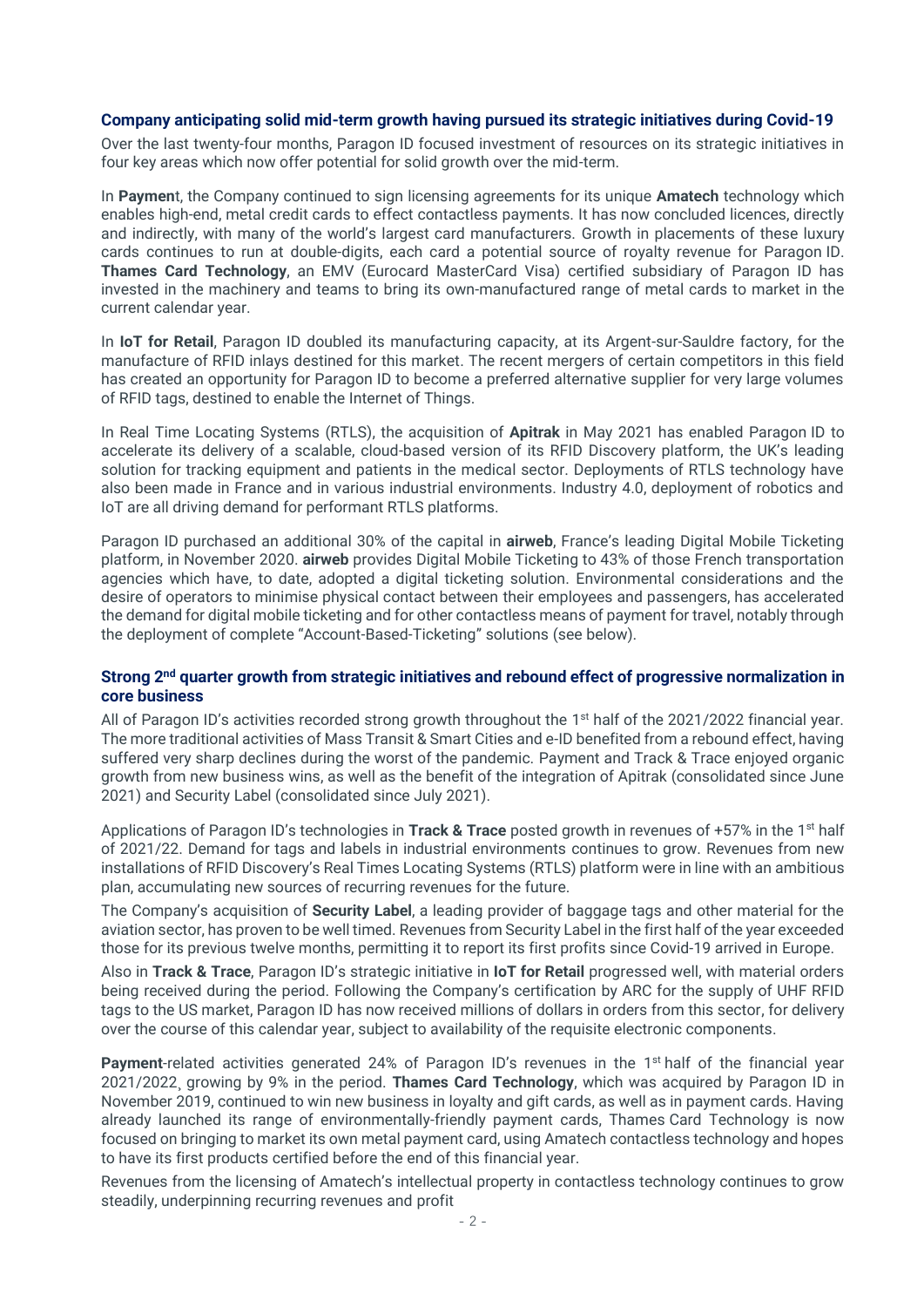### Company anticipating solid mid-term growth having pursued its strategic initiatives during Covid-19

Over the last twenty-four months, Paragon ID focused investment of resources on its strategic initiatives in four key areas which now offer potential for solid growth over the mid-term.

In **Paymen**t, the Company continued to sign licensing agreements for its unique **Amatech** technology which enables high-end, metal credit cards to effect contactless payments. It has now concluded licences, directly and indirectly, with many of the world's largest card manufacturers. Growth in placements of these luxury cards continues to run at double-digits, each card a potential source of royalty revenue for Paragon ID. **Thames Card Technology**, an EMV (Eurocard MasterCard Visa) certified subsidiary of Paragon ID has invested in the machinery and teams to bring its own-manufactured range of metal cards to market in the current calendar year.

In **IoT for Retail**, Paragon ID doubled its manufacturing capacity, at its Argent-sur-Sauldre factory, for the manufacture of RFID inlays destined for this market. The recent mergers of certain competitors in this field has created an opportunity for Paragon ID to become a preferred alternative supplier for very large volumes of RFID tags, destined to enable the Internet of Things.

In Real Time Locating Systems (RTLS), the acquisition of **Apitrak** in May 2021 has enabled Paragon ID to accelerate its delivery of a scalable, cloud-based version of its RFID Discovery platform, the UK's leading solution for tracking equipment and patients in the medical sector. Deployments of RTLS technology have also been made in France and in various industrial environments. Industry 4.0, deployment of robotics and IoT are all driving demand for performant RTLS platforms.

Paragon ID purchased an additional 30% of the capital in **airweb**, France's leading Digital Mobile Ticketing platform, in November 2020. **airweb** provides Digital Mobile Ticketing to 43% of those French transportation agencies which have, to date, adopted a digital ticketing solution. Environmental considerations and the desire of operators to minimise physical contact between their employees and passengers, has accelerated the demand for digital mobile ticketing and for other contactless means of payment for travel, notably through the deployment of complete "Account-Based-Ticketing" solutions (see below).

### Strong 2nd quarter growth from strategic initiatives and rebound effect of progressive normalization in core business

All of Paragon ID's activities recorded strong growth throughout the 1st half of the 2021/2022 financial year. The more traditional activities of Mass Transit & Smart Cities and e-ID benefited from a rebound effect, having suffered very sharp declines during the worst of the pandemic. Payment and Track & Trace enjoyed organic growth from new business wins, as well as the benefit of the integration of Apitrak (consolidated since June 2021) and Security Label (consolidated since July 2021).

Applications of Paragon ID's technologies in **Track & Trace** posted growth in revenues of +57% in the 1st half of 2021/22. Demand for tags and labels in industrial environments continues to grow. Revenues from new installations of RFID Discovery's Real Times Locating Systems (RTLS) platform were in line with an ambitious plan, accumulating new sources of recurring revenues for the future.

The Company's acquisition of **Security Label**, a leading provider of baggage tags and other material for the aviation sector, has proven to be well timed. Revenues from Security Label in the first half of the year exceeded those for its previous twelve months, permitting it to report its first profits since Covid-19 arrived in Europe.

Also in **Track & Trace**, Paragon ID's strategic initiative in **IoT for Retail** progressed well, with material orders being received during the period. Following the Company's certification by ARC for the supply of UHF RFID tags to the US market, Paragon ID has now received millions of dollars in orders from this sector, for delivery over the course of this calendar year, subject to availability of the requisite electronic components.

**Payment**-related activities generated 24% of Paragon ID's revenues in the 1st half of the financial year 2021/2022, growing by 9% in the period. **Thames Card Technology**, which was acquired by Paragon ID in November 2019, continued to win new business in loyalty and gift cards, as well as in payment cards. Having already launched its range of environmentally-friendly payment cards, Thames Card Technology is now focused on bringing to market its own metal payment card, using Amatech contactless technology and hopes to have its first products certified before the end of this financial year.

Revenues from the licensing of Amatech's intellectual property in contactless technology continues to grow steadily, underpinning recurring revenues and profit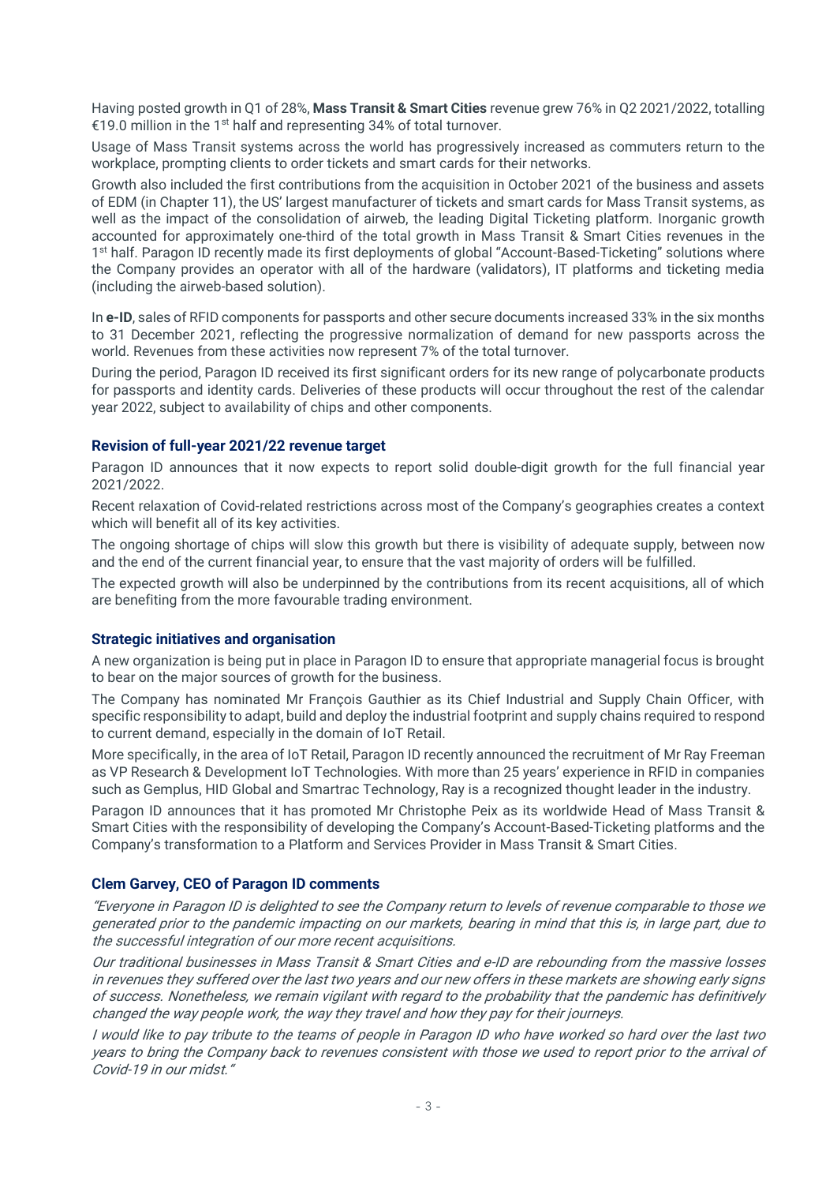Having posted growth in Q1 of 28%, **Mass Transit & Smart Cities** revenue grew 76% in Q2 2021/2022, totalling €19.0 million in the 1st half and representing 34% of total turnover.

Usage of Mass Transit systems across the world has progressively increased as commuters return to the workplace, prompting clients to order tickets and smart cards for their networks.

Growth also included the first contributions from the acquisition in October 2021 of the business and assets of EDM (in Chapter 11), the US' largest manufacturer of tickets and smart cards for Mass Transit systems, as well as the impact of the consolidation of airweb, the leading Digital Ticketing platform. Inorganic growth accounted for approximately one-third of the total growth in Mass Transit & Smart Cities revenues in the 1st half. Paragon ID recently made its first deployments of global "Account-Based-Ticketing" solutions where the Company provides an operator with all of the hardware (validators), IT platforms and ticketing media (including the airweb-based solution).

In **e-ID**, sales of RFID components for passports and other secure documents increased 33% in the six months to 31 December 2021, reflecting the progressive normalization of demand for new passports across the world. Revenues from these activities now represent 7% of the total turnover.

During the period, Paragon ID received its first significant orders for its new range of polycarbonate products for passports and identity cards. Deliveries of these products will occur throughout the rest of the calendar year 2022, subject to availability of chips and other components.

### Revision of full-year 2021/22 revenue target

Paragon ID announces that it now expects to report solid double-digit growth for the full financial year 2021/2022.

Recent relaxation of Covid-related restrictions across most of the Company's geographies creates a context which will benefit all of its key activities.

The ongoing shortage of chips will slow this growth but there is visibility of adequate supply, between now and the end of the current financial year, to ensure that the vast majority of orders will be fulfilled.

The expected growth will also be underpinned by the contributions from its recent acquisitions, all of which are benefiting from the more favourable trading environment.

### Strategic initiatives and organisation

A new organization is being put in place in Paragon ID to ensure that appropriate managerial focus is brought to bear on the major sources of growth for the business.

The Company has nominated Mr François Gauthier as its Chief Industrial and Supply Chain Officer, with specific responsibility to adapt, build and deploy the industrial footprint and supply chains required to respond to current demand, especially in the domain of IoT Retail.

More specifically, in the area of IoT Retail, Paragon ID recently announced the recruitment of Mr Ray Freeman as VP Research & Development IoT Technologies. With more than 25 years' experience in RFID in companies such as Gemplus, HID Global and Smartrac Technology, Ray is a recognized thought leader in the industry.

Paragon ID announces that it has promoted Mr Christophe Peix as its worldwide Head of Mass Transit & Smart Cities with the responsibility of developing the Company's Account-Based-Ticketing platforms and the Company's transformation to a Platform and Services Provider in Mass Transit & Smart Cities.

### Clem Garvey, CEO of Paragon ID comments

*"Everyone in Paragon ID is delighted to see the Company return to levels of revenue comparable to those we generated prior to the pandemic impacting on our markets, bearing in mind that this is, in large part, due to the successful integration of our more recent acquisitions.*

*Our traditional businesses in Mass Transit & Smart Cities and e-ID are rebounding from the massive losses in revenues they suffered over the last two years and our new offers in these markets are showing early signs of success. Nonetheless, we remain vigilant with regard to the probability that the pandemic has definitively changed the way people work, the way they travel and how they pay for their journeys.*

*I would like to pay tribute to the teams of people in Paragon ID who have worked so hard over the last two years to bring the Company back to revenues consistent with those we used to report prior to the arrival of Covid-19 in our midst."*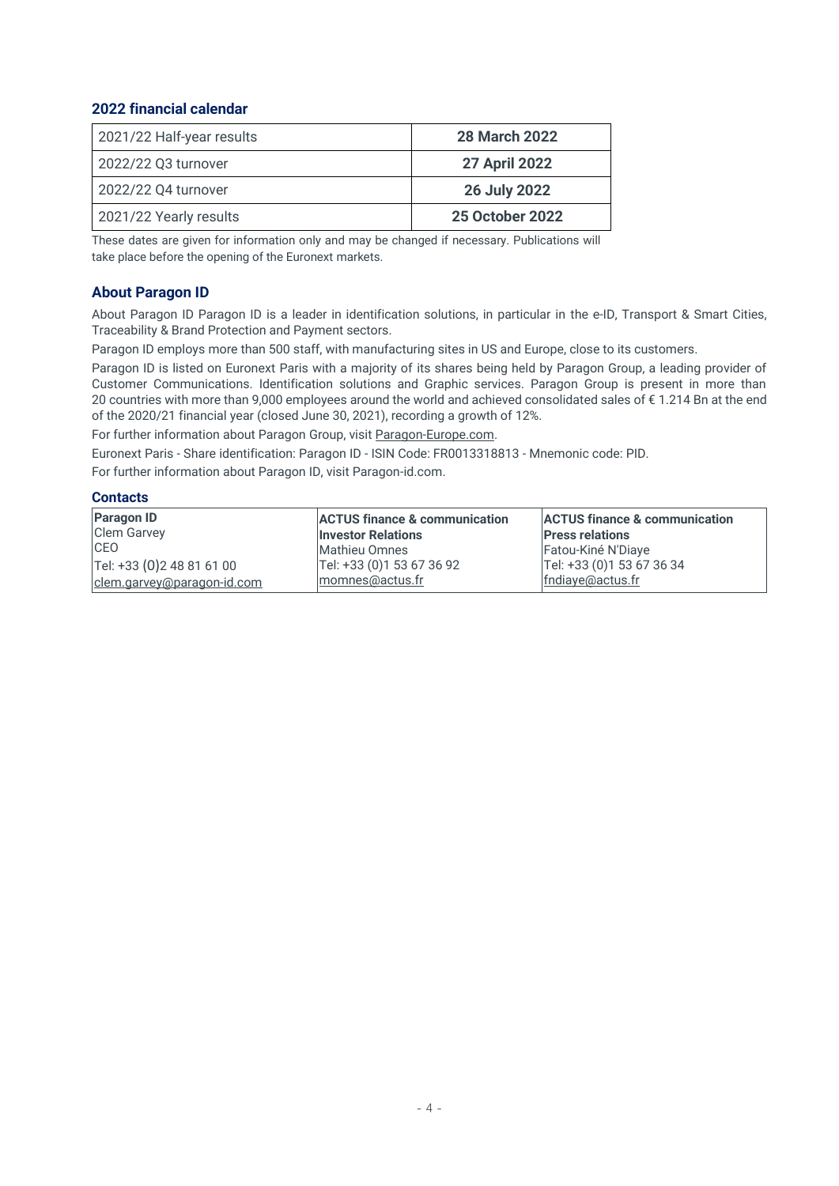### 2022 financial calendar

| | |
|---|---|
| 2021/22 Half-year results | **28 March 2022** |
| 2022/22 Q3 turnover | **27 April 2022** |
| 2022/22 Q4 turnover | **26 July 2022** |
| 2021/22 Yearly results | **25 October 2022** |

These dates are given for information only and may be changed if necessary. Publications will take place before the opening of the Euronext markets.

### About Paragon ID

About Paragon ID Paragon ID is a leader in identification solutions, in particular in the e-ID, Transport & Smart Cities, Traceability & Brand Protection and Payment sectors.

Paragon ID employs more than 500 staff, with manufacturing sites in US and Europe, close to its customers.

Paragon ID is listed on Euronext Paris with a majority of its shares being held by Paragon Group, a leading provider of Customer Communications. Identification solutions and Graphic services. Paragon Group is present in more than 20 countries with more than 9,000 employees around the world and achieved consolidated sales of € 1.214 Bn at the end of the 2020/21 financial year (closed June 30, 2021), recording a growth of 12%.

For further information about Paragon Group, visit Paragon-Europe.com.

Euronext Paris - Share identification: Paragon ID - ISIN Code: FR0013318813 - Mnemonic code: PID.

For further information about Paragon ID, visit Paragon-id.com.

### Contacts

| | | |
|---|---|---|
| **Paragon ID**<br>Clem Garvey<br>CEO<br>Tel: +33 (0)2 48 81 61 00<br>clem.garvey@paragon-id.com | **ACTUS finance & communication**<br>**Investor Relations**<br>Mathieu Omnes<br>Tel: +33 (0)1 53 67 36 92<br>momnes@actus.fr | **ACTUS finance & communication**<br>**Press relations**<br>Fatou-Kiné N'Diaye<br>Tel: +33 (0)1 53 67 36 34<br>fndiaye@actus.fr |